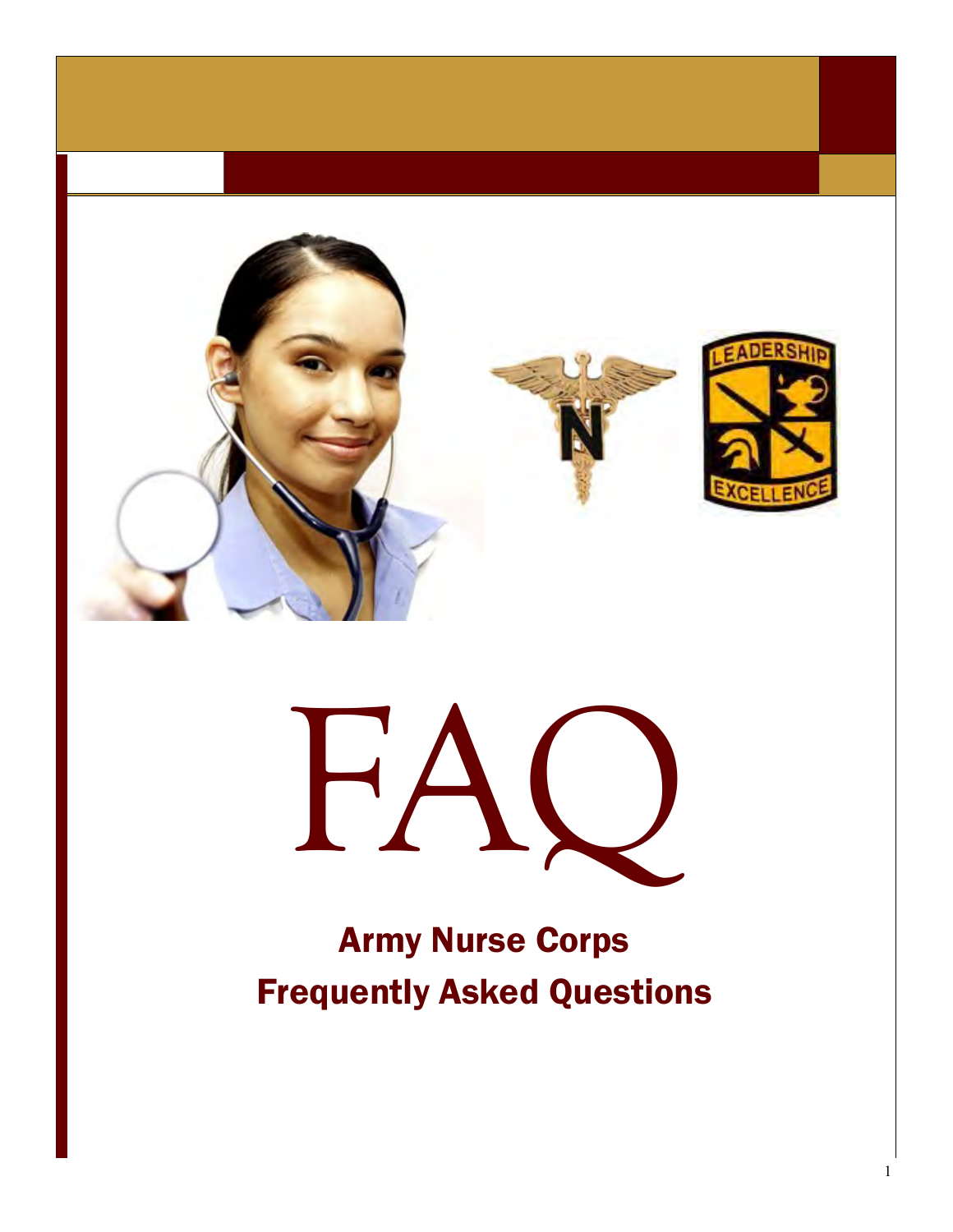# FAQ

## Army Nurse Corps
## Frequently Asked Questions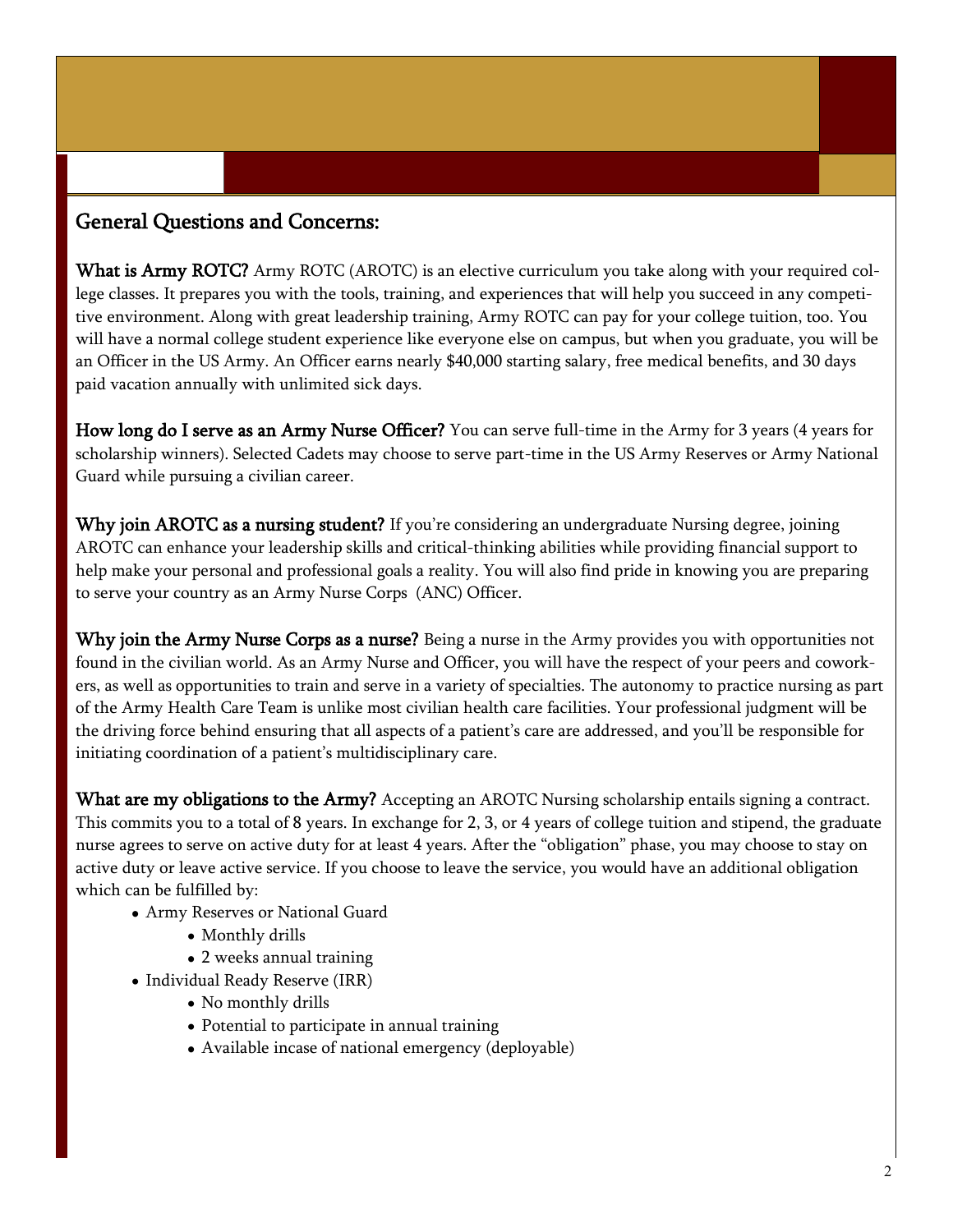## General Questions and Concerns:

**What is Army ROTC?** Army ROTC (AROTC) is an elective curriculum you take along with your required college classes. It prepares you with the tools, training, and experiences that will help you succeed in any competitive environment. Along with great leadership training, Army ROTC can pay for your college tuition, too. You will have a normal college student experience like everyone else on campus, but when you graduate, you will be an Officer in the US Army. An Officer earns nearly $40,000 starting salary, free medical benefits, and 30 days paid vacation annually with unlimited sick days.

**How long do I serve as an Army Nurse Officer?** You can serve full-time in the Army for 3 years (4 years for scholarship winners). Selected Cadets may choose to serve part-time in the US Army Reserves or Army National Guard while pursuing a civilian career.

**Why join AROTC as a nursing student?** If you're considering an undergraduate Nursing degree, joining AROTC can enhance your leadership skills and critical-thinking abilities while providing financial support to help make your personal and professional goals a reality. You will also find pride in knowing you are preparing to serve your country as an Army Nurse Corps (ANC) Officer.

**Why join the Army Nurse Corps as a nurse?** Being a nurse in the Army provides you with opportunities not found in the civilian world. As an Army Nurse and Officer, you will have the respect of your peers and coworkers, as well as opportunities to train and serve in a variety of specialties. The autonomy to practice nursing as part of the Army Health Care Team is unlike most civilian health care facilities. Your professional judgment will be the driving force behind ensuring that all aspects of a patient's care are addressed, and you'll be responsible for initiating coordination of a patient's multidisciplinary care.

**What are my obligations to the Army?** Accepting an AROTC Nursing scholarship entails signing a contract. This commits you to a total of 8 years. In exchange for 2, 3, or 4 years of college tuition and stipend, the graduate nurse agrees to serve on active duty for at least 4 years. After the "obligation" phase, you may choose to stay on active duty or leave active service. If you choose to leave the service, you would have an additional obligation which can be fulfilled by:

- Army Reserves or National Guard
  - Monthly drills
  - 2 weeks annual training
- Individual Ready Reserve (IRR)
  - No monthly drills
  - Potential to participate in annual training
  - Available incase of national emergency (deployable)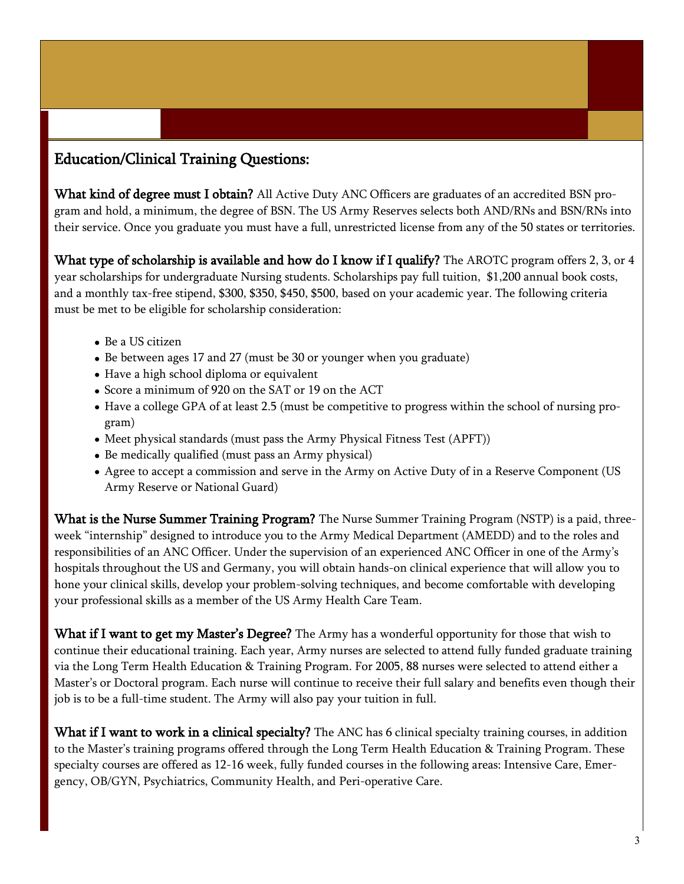## Education/Clinical Training Questions:

**What kind of degree must I obtain?** All Active Duty ANC Officers are graduates of an accredited BSN program and hold, a minimum, the degree of BSN. The US Army Reserves selects both AND/RNs and BSN/RNs into their service. Once you graduate you must have a full, unrestricted license from any of the 50 states or territories.

**What type of scholarship is available and how do I know if I qualify?** The AROTC program offers 2, 3, or 4 year scholarships for undergraduate Nursing students. Scholarships pay full tuition, $1,200 annual book costs, and a monthly tax-free stipend, $300, $350, $450, $500, based on your academic year. The following criteria must be met to be eligible for scholarship consideration:

- Be a US citizen
- Be between ages 17 and 27 (must be 30 or younger when you graduate)
- Have a high school diploma or equivalent
- Score a minimum of 920 on the SAT or 19 on the ACT
- Have a college GPA of at least 2.5 (must be competitive to progress within the school of nursing program)
- Meet physical standards (must pass the Army Physical Fitness Test (APFT))
- Be medically qualified (must pass an Army physical)
- Agree to accept a commission and serve in the Army on Active Duty of in a Reserve Component (US Army Reserve or National Guard)

**What is the Nurse Summer Training Program?** The Nurse Summer Training Program (NSTP) is a paid, three-week "internship" designed to introduce you to the Army Medical Department (AMEDD) and to the roles and responsibilities of an ANC Officer. Under the supervision of an experienced ANC Officer in one of the Army's hospitals throughout the US and Germany, you will obtain hands-on clinical experience that will allow you to hone your clinical skills, develop your problem-solving techniques, and become comfortable with developing your professional skills as a member of the US Army Health Care Team.

**What if I want to get my Master's Degree?** The Army has a wonderful opportunity for those that wish to continue their educational training. Each year, Army nurses are selected to attend fully funded graduate training via the Long Term Health Education & Training Program. For 2005, 88 nurses were selected to attend either a Master's or Doctoral program. Each nurse will continue to receive their full salary and benefits even though their job is to be a full-time student. The Army will also pay your tuition in full.

**What if I want to work in a clinical specialty?** The ANC has 6 clinical specialty training courses, in addition to the Master's training programs offered through the Long Term Health Education & Training Program. These specialty courses are offered as 12-16 week, fully funded courses in the following areas: Intensive Care, Emergency, OB/GYN, Psychiatrics, Community Health, and Peri-operative Care.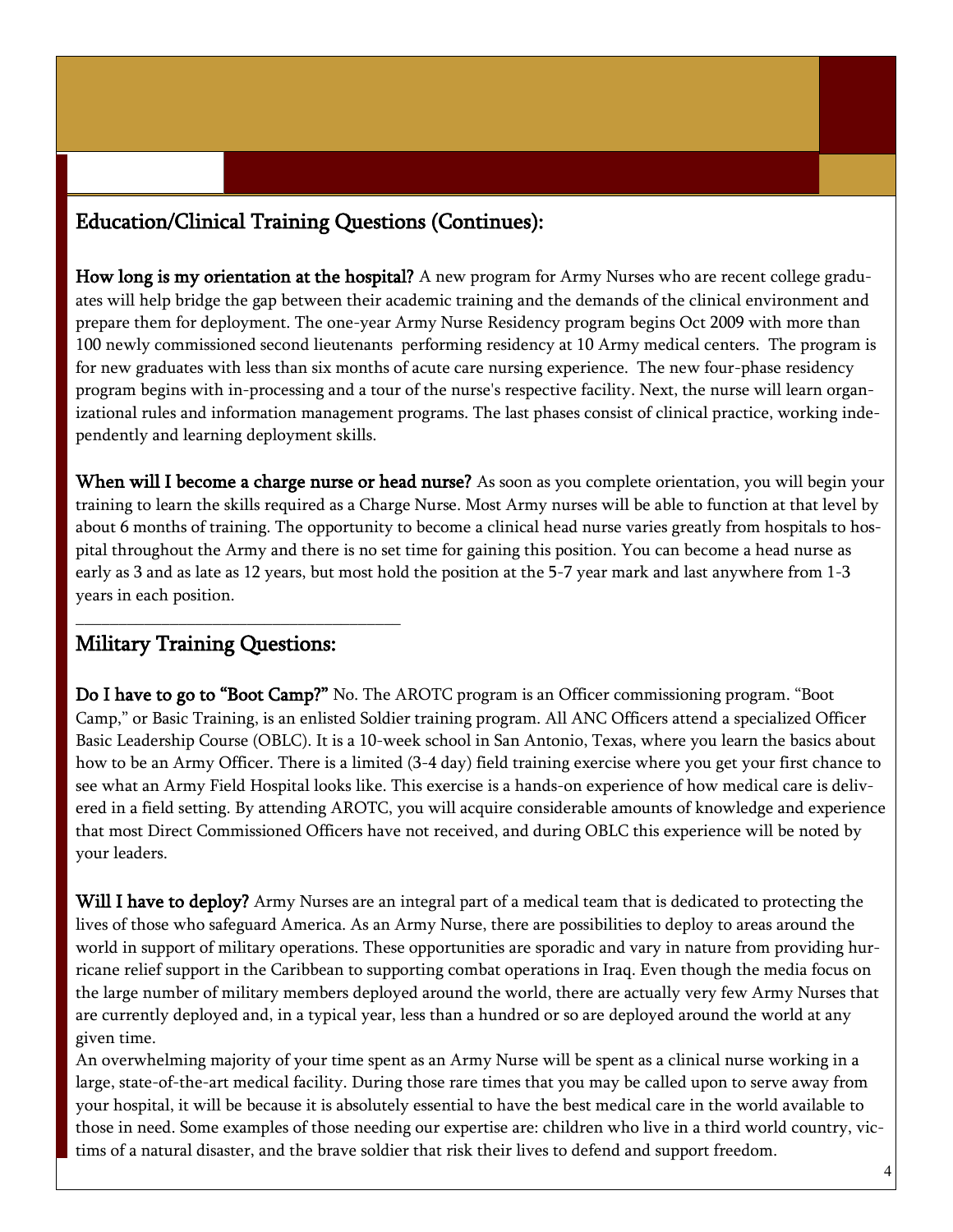## Education/Clinical Training Questions (Continues):

**How long is my orientation at the hospital?** A new program for Army Nurses who are recent college graduates will help bridge the gap between their academic training and the demands of the clinical environment and prepare them for deployment. The one-year Army Nurse Residency program begins Oct 2009 with more than 100 newly commissioned second lieutenants performing residency at 10 Army medical centers. The program is for new graduates with less than six months of acute care nursing experience. The new four-phase residency program begins with in-processing and a tour of the nurse's respective facility. Next, the nurse will learn organizational rules and information management programs. The last phases consist of clinical practice, working independently and learning deployment skills.

**When will I become a charge nurse or head nurse?** As soon as you complete orientation, you will begin your training to learn the skills required as a Charge Nurse. Most Army nurses will be able to function at that level by about 6 months of training. The opportunity to become a clinical head nurse varies greatly from hospitals to hospital throughout the Army and there is no set time for gaining this position. You can become a head nurse as early as 3 and as late as 12 years, but most hold the position at the 5-7 year mark and last anywhere from 1-3 years in each position.

## Military Training Questions:

**Do I have to go to "Boot Camp?"** No. The AROTC program is an Officer commissioning program. "Boot Camp," or Basic Training, is an enlisted Soldier training program. All ANC Officers attend a specialized Officer Basic Leadership Course (OBLC). It is a 10-week school in San Antonio, Texas, where you learn the basics about how to be an Army Officer. There is a limited (3-4 day) field training exercise where you get your first chance to see what an Army Field Hospital looks like. This exercise is a hands-on experience of how medical care is delivered in a field setting. By attending AROTC, you will acquire considerable amounts of knowledge and experience that most Direct Commissioned Officers have not received, and during OBLC this experience will be noted by your leaders.

**Will I have to deploy?** Army Nurses are an integral part of a medical team that is dedicated to protecting the lives of those who safeguard America. As an Army Nurse, there are possibilities to deploy to areas around the world in support of military operations. These opportunities are sporadic and vary in nature from providing hurricane relief support in the Caribbean to supporting combat operations in Iraq. Even though the media focus on the large number of military members deployed around the world, there are actually very few Army Nurses that are currently deployed and, in a typical year, less than a hundred or so are deployed around the world at any given time.

An overwhelming majority of your time spent as an Army Nurse will be spent as a clinical nurse working in a large, state-of-the-art medical facility. During those rare times that you may be called upon to serve away from your hospital, it will be because it is absolutely essential to have the best medical care in the world available to those in need. Some examples of those needing our expertise are: children who live in a third world country, victims of a natural disaster, and the brave soldier that risk their lives to defend and support freedom.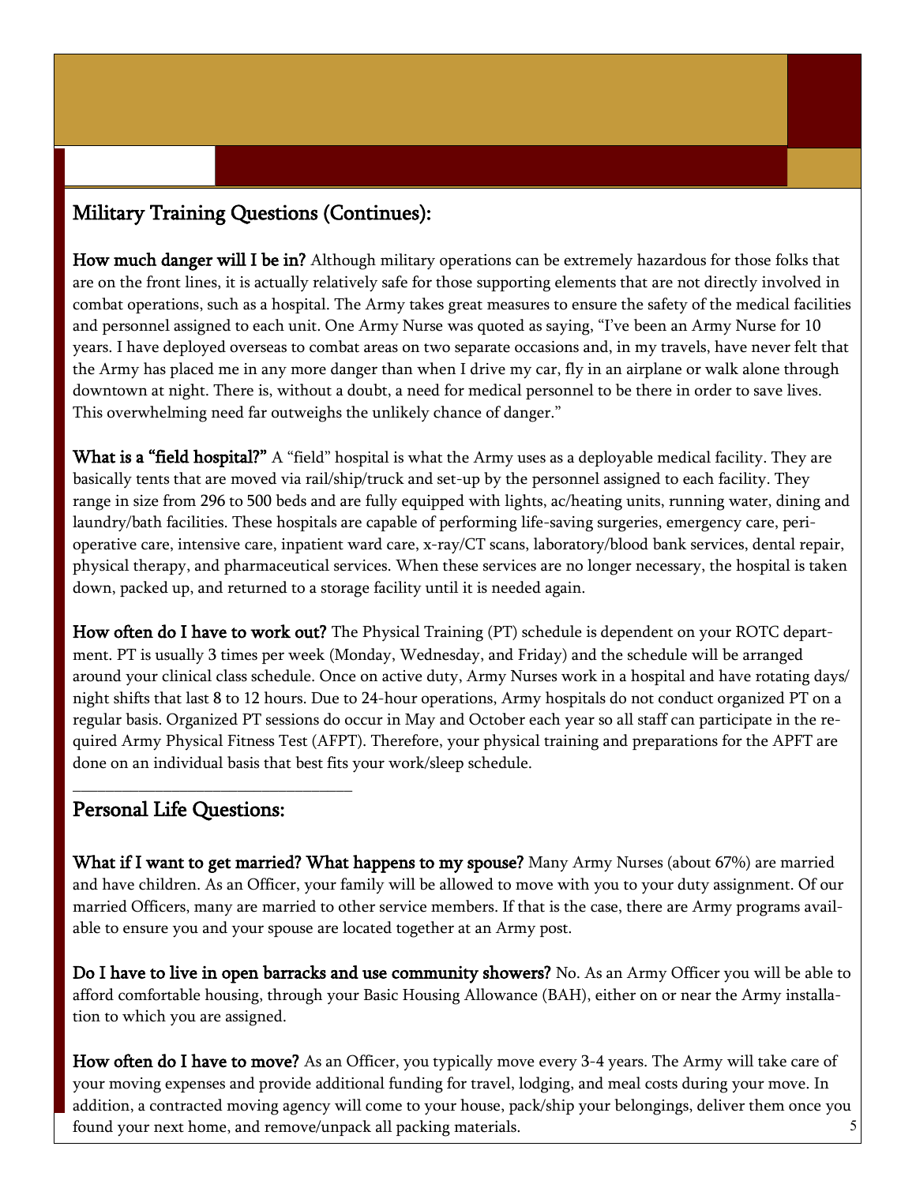## Military Training Questions (Continues):

**How much danger will I be in?** Although military operations can be extremely hazardous for those folks that are on the front lines, it is actually relatively safe for those supporting elements that are not directly involved in combat operations, such as a hospital. The Army takes great measures to ensure the safety of the medical facilities and personnel assigned to each unit. One Army Nurse was quoted as saying, "I've been an Army Nurse for 10 years. I have deployed overseas to combat areas on two separate occasions and, in my travels, have never felt that the Army has placed me in any more danger than when I drive my car, fly in an airplane or walk alone through downtown at night. There is, without a doubt, a need for medical personnel to be there in order to save lives. This overwhelming need far outweighs the unlikely chance of danger."

**What is a "field hospital?"** A "field" hospital is what the Army uses as a deployable medical facility. They are basically tents that are moved via rail/ship/truck and set-up by the personnel assigned to each facility. They range in size from 296 to 500 beds and are fully equipped with lights, ac/heating units, running water, dining and laundry/bath facilities. These hospitals are capable of performing life-saving surgeries, emergency care, peri-operative care, intensive care, inpatient ward care, x-ray/CT scans, laboratory/blood bank services, dental repair, physical therapy, and pharmaceutical services. When these services are no longer necessary, the hospital is taken down, packed up, and returned to a storage facility until it is needed again.

**How often do I have to work out?** The Physical Training (PT) schedule is dependent on your ROTC department. PT is usually 3 times per week (Monday, Wednesday, and Friday) and the schedule will be arranged around your clinical class schedule. Once on active duty, Army Nurses work in a hospital and have rotating days/night shifts that last 8 to 12 hours. Due to 24-hour operations, Army hospitals do not conduct organized PT on a regular basis. Organized PT sessions do occur in May and October each year so all staff can participate in the required Army Physical Fitness Test (AFPT). Therefore, your physical training and preparations for the APFT are done on an individual basis that best fits your work/sleep schedule.

---

## Personal Life Questions:

**What if I want to get married? What happens to my spouse?** Many Army Nurses (about 67%) are married and have children. As an Officer, your family will be allowed to move with you to your duty assignment. Of our married Officers, many are married to other service members. If that is the case, there are Army programs available to ensure you and your spouse are located together at an Army post.

**Do I have to live in open barracks and use community showers?** No. As an Army Officer you will be able to afford comfortable housing, through your Basic Housing Allowance (BAH), either on or near the Army installation to which you are assigned.

**How often do I have to move?** As an Officer, you typically move every 3-4 years. The Army will take care of your moving expenses and provide additional funding for travel, lodging, and meal costs during your move. In addition, a contracted moving agency will come to your house, pack/ship your belongings, deliver them once you found your next home, and remove/unpack all packing materials.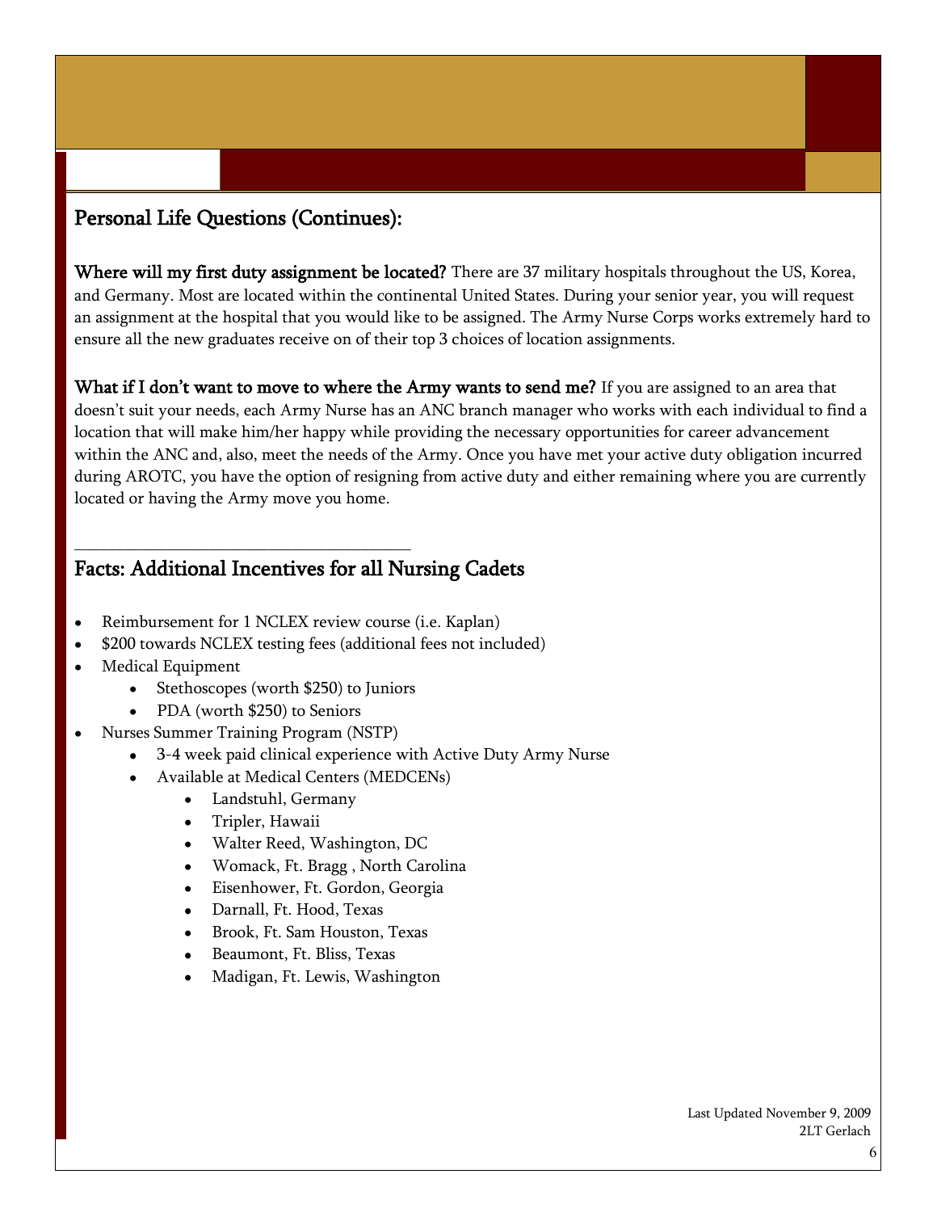## Personal Life Questions (Continues):

**Where will my first duty assignment be located?** There are 37 military hospitals throughout the US, Korea, and Germany. Most are located within the continental United States. During your senior year, you will request an assignment at the hospital that you would like to be assigned. The Army Nurse Corps works extremely hard to ensure all the new graduates receive on of their top 3 choices of location assignments.

**What if I don't want to move to where the Army wants to send me?** If you are assigned to an area that doesn't suit your needs, each Army Nurse has an ANC branch manager who works with each individual to find a location that will make him/her happy while providing the necessary opportunities for career advancement within the ANC and, also, meet the needs of the Army. Once you have met your active duty obligation incurred during AROTC, you have the option of resigning from active duty and either remaining where you are currently located or having the Army move you home.

---

## Facts: Additional Incentives for all Nursing Cadets

- Reimbursement for 1 NCLEX review course (i.e. Kaplan)
- $200 towards NCLEX testing fees (additional fees not included)
- Medical Equipment
  - Stethoscopes (worth $250) to Juniors
  - PDA (worth $250) to Seniors
- Nurses Summer Training Program (NSTP)
  - 3-4 week paid clinical experience with Active Duty Army Nurse
  - Available at Medical Centers (MEDCENs)
    - Landstuhl, Germany
    - Tripler, Hawaii
    - Walter Reed, Washington, DC
    - Womack, Ft. Bragg , North Carolina
    - Eisenhower, Ft. Gordon, Georgia
    - Darnall, Ft. Hood, Texas
    - Brook, Ft. Sam Houston, Texas
    - Beaumont, Ft. Bliss, Texas
    - Madigan, Ft. Lewis, Washington

Last Updated November 9, 2009
2LT Gerlach